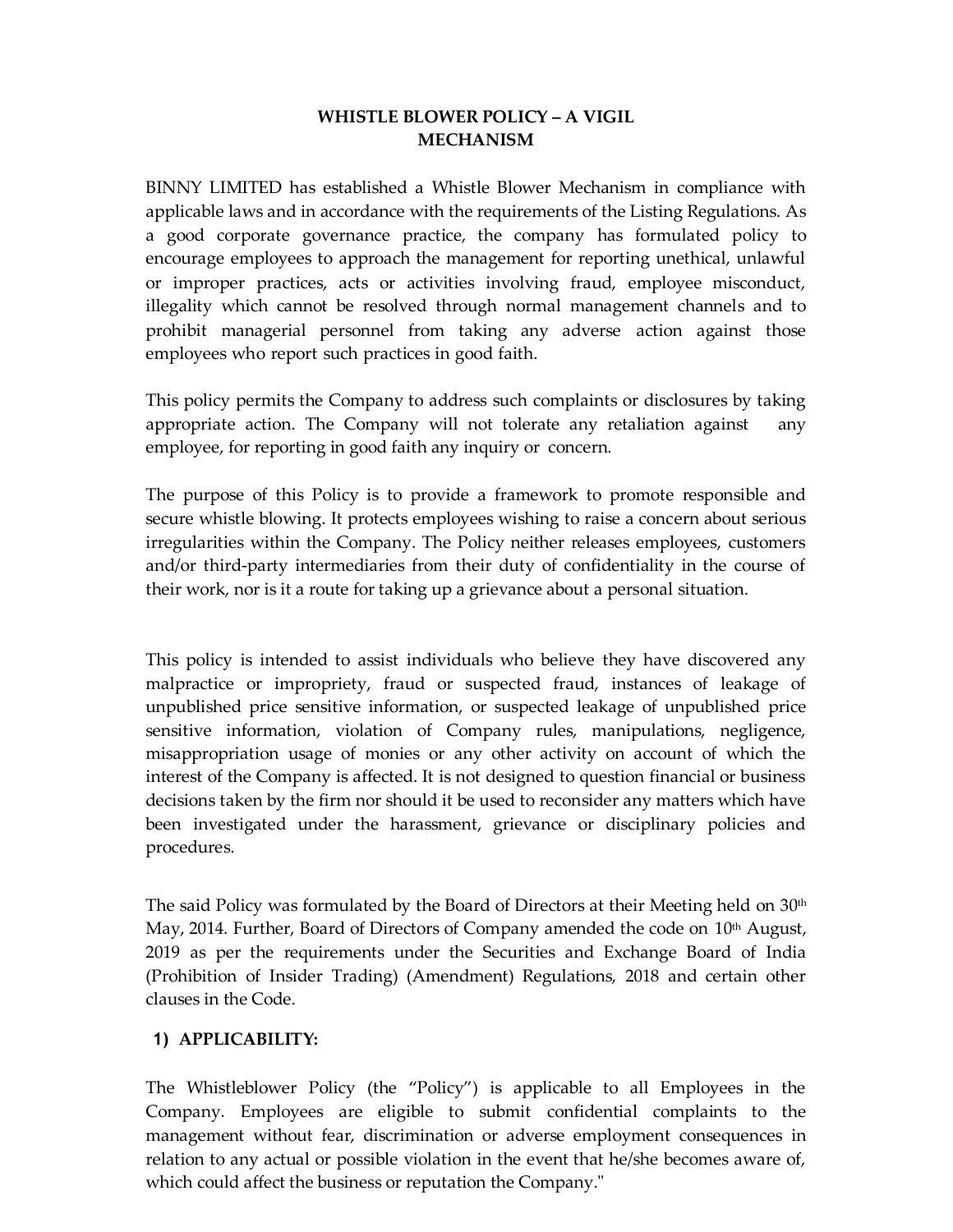# WHISTLE BLOWER POLICY – A VIGIL MECHANISM

BINNY LIMITED has established a Whistle Blower Mechanism in compliance with applicable laws and in accordance with the requirements of the Listing Regulations. As a good corporate governance practice, the company has formulated policy to encourage employees to approach the management for reporting unethical, unlawful or improper practices, acts or activities involving fraud, employee misconduct, illegality which cannot be resolved through normal management channels and to prohibit managerial personnel from taking any adverse action against those employees who report such practices in good faith.

This policy permits the Company to address such complaints or disclosures by taking appropriate action. The Company will not tolerate any retaliation against any employee, for reporting in good faith any inquiry or concern.

The purpose of this Policy is to provide a framework to promote responsible and secure whistle blowing. It protects employees wishing to raise a concern about serious irregularities within the Company. The Policy neither releases employees, customers and/or third-party intermediaries from their duty of confidentiality in the course of their work, nor is it a route for taking up a grievance about a personal situation.

This policy is intended to assist individuals who believe they have discovered any malpractice or impropriety, fraud or suspected fraud, instances of leakage of unpublished price sensitive information, or suspected leakage of unpublished price sensitive information, violation of Company rules, manipulations, negligence, misappropriation usage of monies or any other activity on account of which the interest of the Company is affected. It is not designed to question financial or business decisions taken by the firm nor should it be used to reconsider any matters which have been investigated under the harassment, grievance or disciplinary policies and procedures.

The said Policy was formulated by the Board of Directors at their Meeting held on 30th May, 2014. Further, Board of Directors of Company amended the code on 10th August, 2019 as per the requirements under the Securities and Exchange Board of India (Prohibition of Insider Trading) (Amendment) Regulations, 2018 and certain other clauses in the Code.

## 1) APPLICABILITY:

The Whistleblower Policy (the "Policy") is applicable to all Employees in the Company. Employees are eligible to submit confidential complaints to the management without fear, discrimination or adverse employment consequences in relation to any actual or possible violation in the event that he/she becomes aware of, which could affect the business or reputation the Company."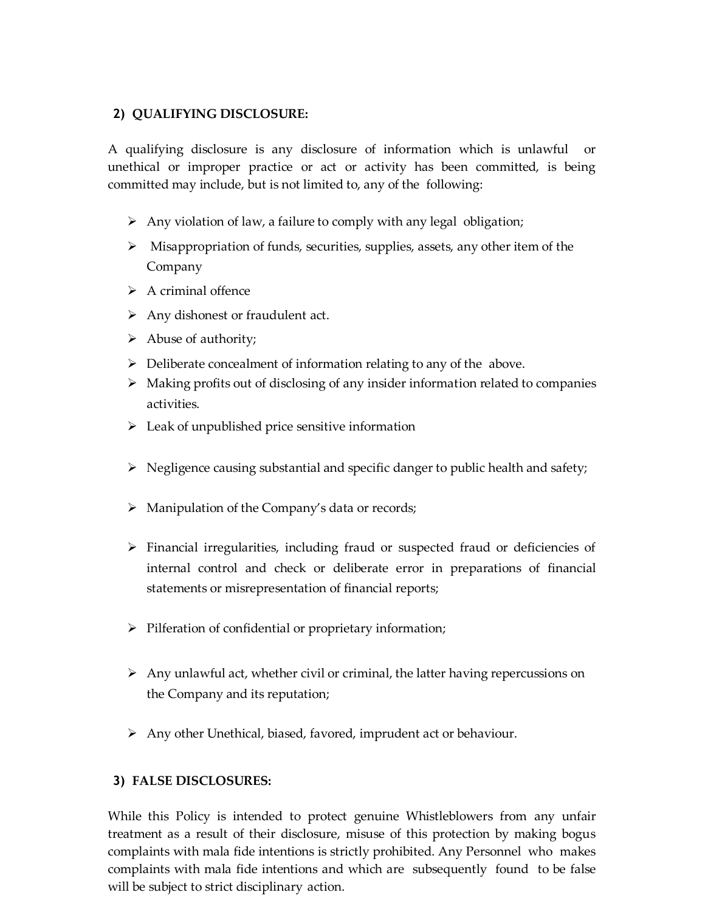## 2) QUALIFYING DISCLOSURE:

A qualifying disclosure is any disclosure of information which is unlawful or unethical or improper practice or act or activity has been committed, is being committed may include, but is not limited to, any of the following:

- Any violation of law, a failure to comply with any legal obligation;
- Misappropriation of funds, securities, supplies, assets, any other item of the Company
- A criminal offence
- Any dishonest or fraudulent act.
- Abuse of authority;
- Deliberate concealment of information relating to any of the above.
- Making profits out of disclosing of any insider information related to companies activities.
- Leak of unpublished price sensitive information
- Negligence causing substantial and specific danger to public health and safety;
- Manipulation of the Company's data or records;
- Financial irregularities, including fraud or suspected fraud or deficiencies of internal control and check or deliberate error in preparations of financial statements or misrepresentation of financial reports;
- Pilferation of confidential or proprietary information;
- Any unlawful act, whether civil or criminal, the latter having repercussions on the Company and its reputation;
- Any other Unethical, biased, favored, imprudent act or behaviour.

## 3) FALSE DISCLOSURES:

While this Policy is intended to protect genuine Whistleblowers from any unfair treatment as a result of their disclosure, misuse of this protection by making bogus complaints with mala fide intentions is strictly prohibited. Any Personnel who makes complaints with mala fide intentions and which are subsequently found to be false will be subject to strict disciplinary action.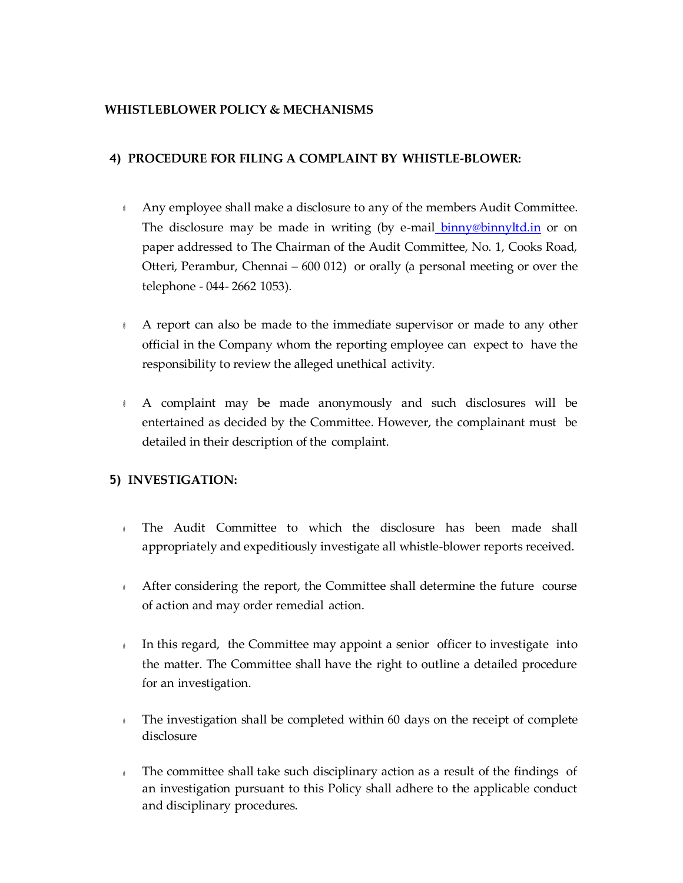# WHISTLEBLOWER POLICY & MECHANISMS

## 4) PROCEDURE FOR FILING A COMPLAINT BY WHISTLE-BLOWER:

- Any employee shall make a disclosure to any of the members Audit Committee. The disclosure may be made in writing (by e-mail binny@binnyltd.in or on paper addressed to The Chairman of the Audit Committee, No. 1, Cooks Road, Otteri, Perambur, Chennai – 600 012) or orally (a personal meeting or over the telephone - 044- 2662 1053).

- A report can also be made to the immediate supervisor or made to any other official in the Company whom the reporting employee can expect to have the responsibility to review the alleged unethical activity.

- A complaint may be made anonymously and such disclosures will be entertained as decided by the Committee. However, the complainant must be detailed in their description of the complaint.

## 5) INVESTIGATION:

- The Audit Committee to which the disclosure has been made shall appropriately and expeditiously investigate all whistle-blower reports received.

- After considering the report, the Committee shall determine the future course of action and may order remedial action.

- In this regard, the Committee may appoint a senior officer to investigate into the matter. The Committee shall have the right to outline a detailed procedure for an investigation.

- The investigation shall be completed within 60 days on the receipt of complete disclosure

- The committee shall take such disciplinary action as a result of the findings of an investigation pursuant to this Policy shall adhere to the applicable conduct and disciplinary procedures.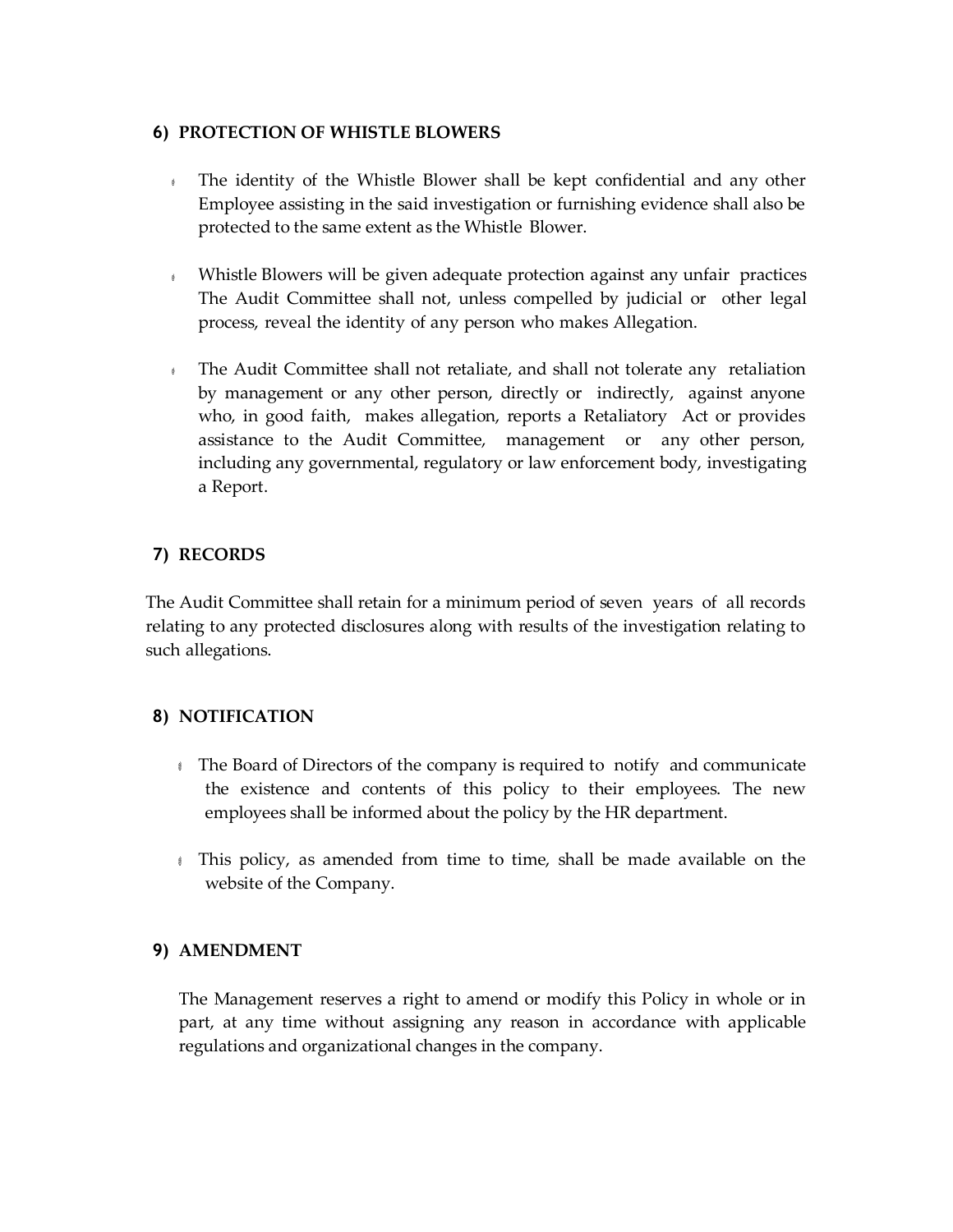### 6) PROTECTION OF WHISTLE BLOWERS

- The identity of the Whistle Blower shall be kept confidential and any other Employee assisting in the said investigation or furnishing evidence shall also be protected to the same extent as the Whistle Blower.

- Whistle Blowers will be given adequate protection against any unfair practices The Audit Committee shall not, unless compelled by judicial or other legal process, reveal the identity of any person who makes Allegation.

- The Audit Committee shall not retaliate, and shall not tolerate any retaliation by management or any other person, directly or indirectly, against anyone who, in good faith, makes allegation, reports a Retaliatory Act or provides assistance to the Audit Committee, management or any other person, including any governmental, regulatory or law enforcement body, investigating a Report.

### 7) RECORDS

The Audit Committee shall retain for a minimum period of seven years of all records relating to any protected disclosures along with results of the investigation relating to such allegations.

### 8) NOTIFICATION

- The Board of Directors of the company is required to notify and communicate the existence and contents of this policy to their employees. The new employees shall be informed about the policy by the HR department.

- This policy, as amended from time to time, shall be made available on the website of the Company.

### 9) AMENDMENT

The Management reserves a right to amend or modify this Policy in whole or in part, at any time without assigning any reason in accordance with applicable regulations and organizational changes in the company.